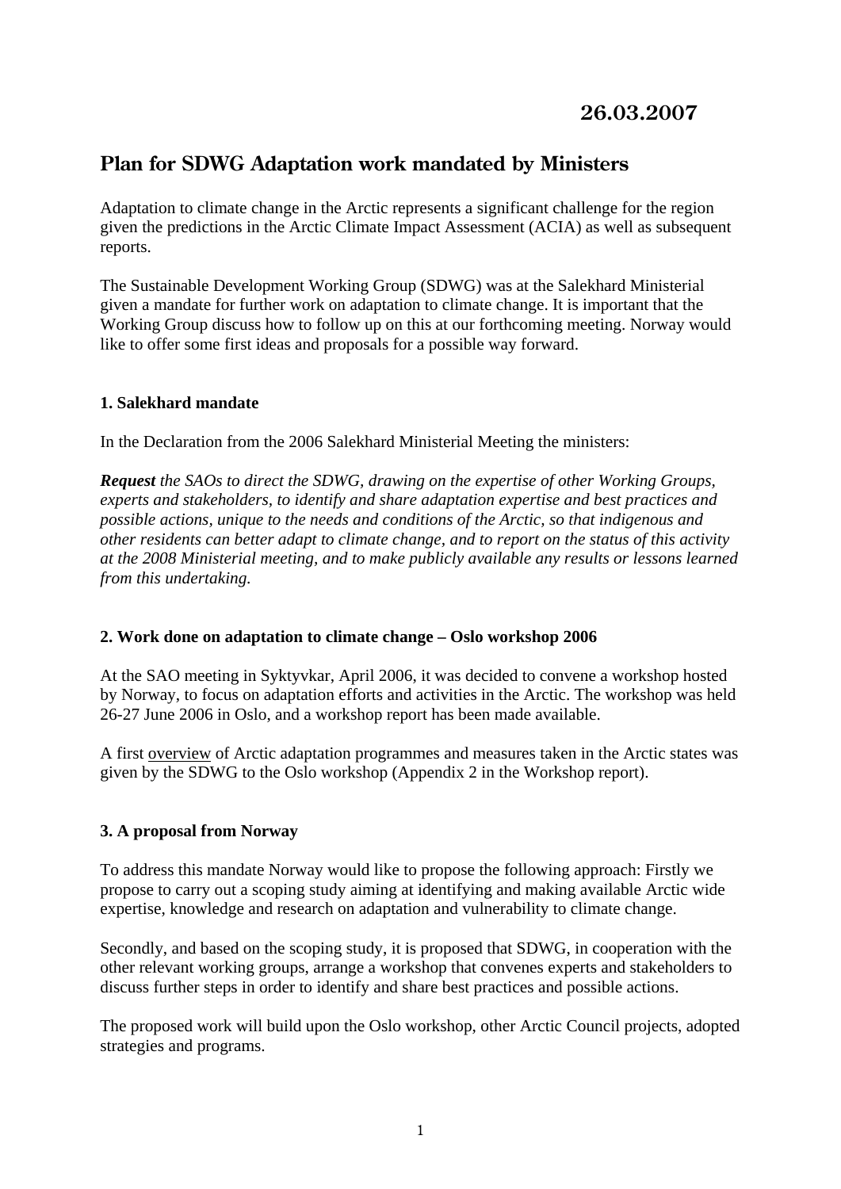26.03.2007

# Plan for SDWG Adaptation work mandated by Ministers

Adaptation to climate change in the Arctic represents a significant challenge for the region given the predictions in the Arctic Climate Impact Assessment (ACIA) as well as subsequent reports.

The Sustainable Development Working Group (SDWG) was at the Salekhard Ministerial given a mandate for further work on adaptation to climate change. It is important that the Working Group discuss how to follow up on this at our forthcoming meeting. Norway would like to offer some first ideas and proposals for a possible way forward.

## 1. Salekhard mandate

In the Declaration from the 2006 Salekhard Ministerial Meeting the ministers:

***Request*** *the SAOs to direct the SDWG, drawing on the expertise of other Working Groups, experts and stakeholders, to identify and share adaptation expertise and best practices and possible actions, unique to the needs and conditions of the Arctic, so that indigenous and other residents can better adapt to climate change, and to report on the status of this activity at the 2008 Ministerial meeting, and to make publicly available any results or lessons learned from this undertaking.*

## 2. Work done on adaptation to climate change – Oslo workshop 2006

At the SAO meeting in Syktyvkar, April 2006, it was decided to convene a workshop hosted by Norway, to focus on adaptation efforts and activities in the Arctic. The workshop was held 26-27 June 2006 in Oslo, and a workshop report has been made available.

A first overview of Arctic adaptation programmes and measures taken in the Arctic states was given by the SDWG to the Oslo workshop (Appendix 2 in the Workshop report).

## 3. A proposal from Norway

To address this mandate Norway would like to propose the following approach: Firstly we propose to carry out a scoping study aiming at identifying and making available Arctic wide expertise, knowledge and research on adaptation and vulnerability to climate change.

Secondly, and based on the scoping study, it is proposed that SDWG, in cooperation with the other relevant working groups, arrange a workshop that convenes experts and stakeholders to discuss further steps in order to identify and share best practices and possible actions.

The proposed work will build upon the Oslo workshop, other Arctic Council projects, adopted strategies and programs.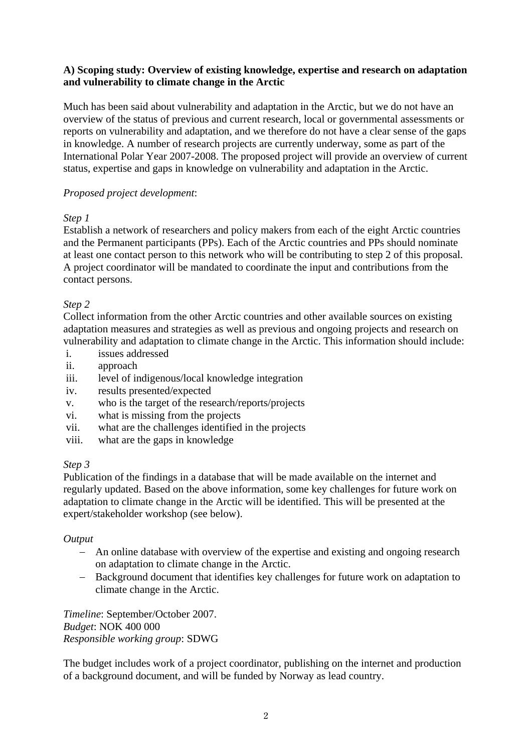**A) Scoping study: Overview of existing knowledge, expertise and research on adaptation and vulnerability to climate change in the Arctic**

Much has been said about vulnerability and adaptation in the Arctic, but we do not have an overview of the status of previous and current research, local or governmental assessments or reports on vulnerability and adaptation, and we therefore do not have a clear sense of the gaps in knowledge. A number of research projects are currently underway, some as part of the International Polar Year 2007-2008. The proposed project will provide an overview of current status, expertise and gaps in knowledge on vulnerability and adaptation in the Arctic.

*Proposed project development*:

*Step 1*

Establish a network of researchers and policy makers from each of the eight Arctic countries and the Permanent participants (PPs). Each of the Arctic countries and PPs should nominate at least one contact person to this network who will be contributing to step 2 of this proposal. A project coordinator will be mandated to coordinate the input and contributions from the contact persons.

*Step 2*

Collect information from the other Arctic countries and other available sources on existing adaptation measures and strategies as well as previous and ongoing projects and research on vulnerability and adaptation to climate change in the Arctic. This information should include:

i. issues addressed
ii. approach
iii. level of indigenous/local knowledge integration
iv. results presented/expected
v. who is the target of the research/reports/projects
vi. what is missing from the projects
vii. what are the challenges identified in the projects
viii. what are the gaps in knowledge

*Step 3*

Publication of the findings in a database that will be made available on the internet and regularly updated. Based on the above information, some key challenges for future work on adaptation to climate change in the Arctic will be identified. This will be presented at the expert/stakeholder workshop (see below).

*Output*

- An online database with overview of the expertise and existing and ongoing research on adaptation to climate change in the Arctic.
- Background document that identifies key challenges for future work on adaptation to climate change in the Arctic.

*Timeline*: September/October 2007.
*Budget*: NOK 400 000
*Responsible working group*: SDWG

The budget includes work of a project coordinator, publishing on the internet and production of a background document, and will be funded by Norway as lead country.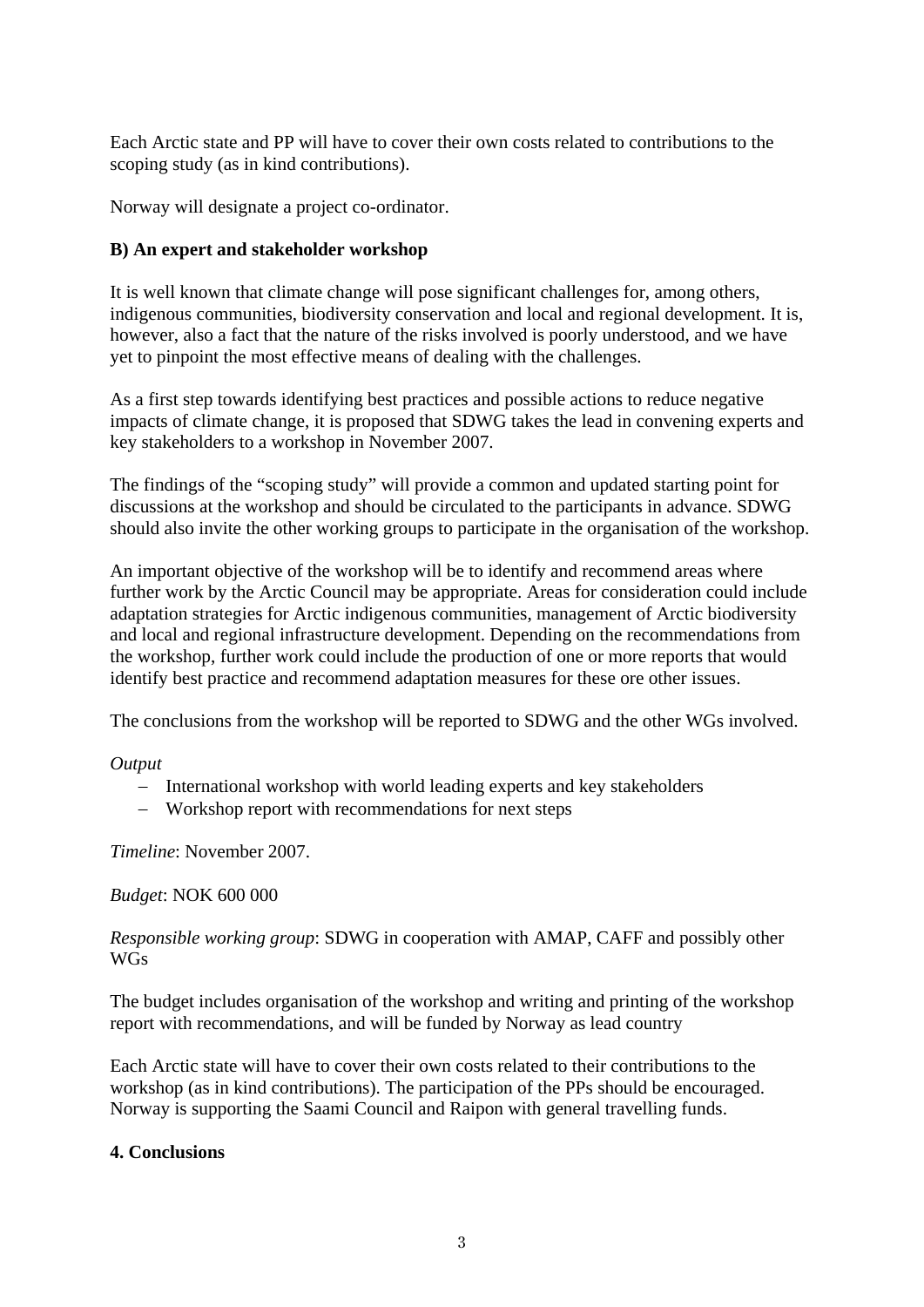Each Arctic state and PP will have to cover their own costs related to contributions to the scoping study (as in kind contributions).

Norway will designate a project co-ordinator.

**B) An expert and stakeholder workshop**

It is well known that climate change will pose significant challenges for, among others, indigenous communities, biodiversity conservation and local and regional development. It is, however, also a fact that the nature of the risks involved is poorly understood, and we have yet to pinpoint the most effective means of dealing with the challenges.

As a first step towards identifying best practices and possible actions to reduce negative impacts of climate change, it is proposed that SDWG takes the lead in convening experts and key stakeholders to a workshop in November 2007.

The findings of the "scoping study" will provide a common and updated starting point for discussions at the workshop and should be circulated to the participants in advance. SDWG should also invite the other working groups to participate in the organisation of the workshop.

An important objective of the workshop will be to identify and recommend areas where further work by the Arctic Council may be appropriate. Areas for consideration could include adaptation strategies for Arctic indigenous communities, management of Arctic biodiversity and local and regional infrastructure development. Depending on the recommendations from the workshop, further work could include the production of one or more reports that would identify best practice and recommend adaptation measures for these ore other issues.

The conclusions from the workshop will be reported to SDWG and the other WGs involved.

*Output*

- International workshop with world leading experts and key stakeholders
- Workshop report with recommendations for next steps

*Timeline*: November 2007.

*Budget*: NOK 600 000

*Responsible working group*: SDWG in cooperation with AMAP, CAFF and possibly other WGs

The budget includes organisation of the workshop and writing and printing of the workshop report with recommendations, and will be funded by Norway as lead country

Each Arctic state will have to cover their own costs related to their contributions to the workshop (as in kind contributions). The participation of the PPs should be encouraged. Norway is supporting the Saami Council and Raipon with general travelling funds.

**4. Conclusions**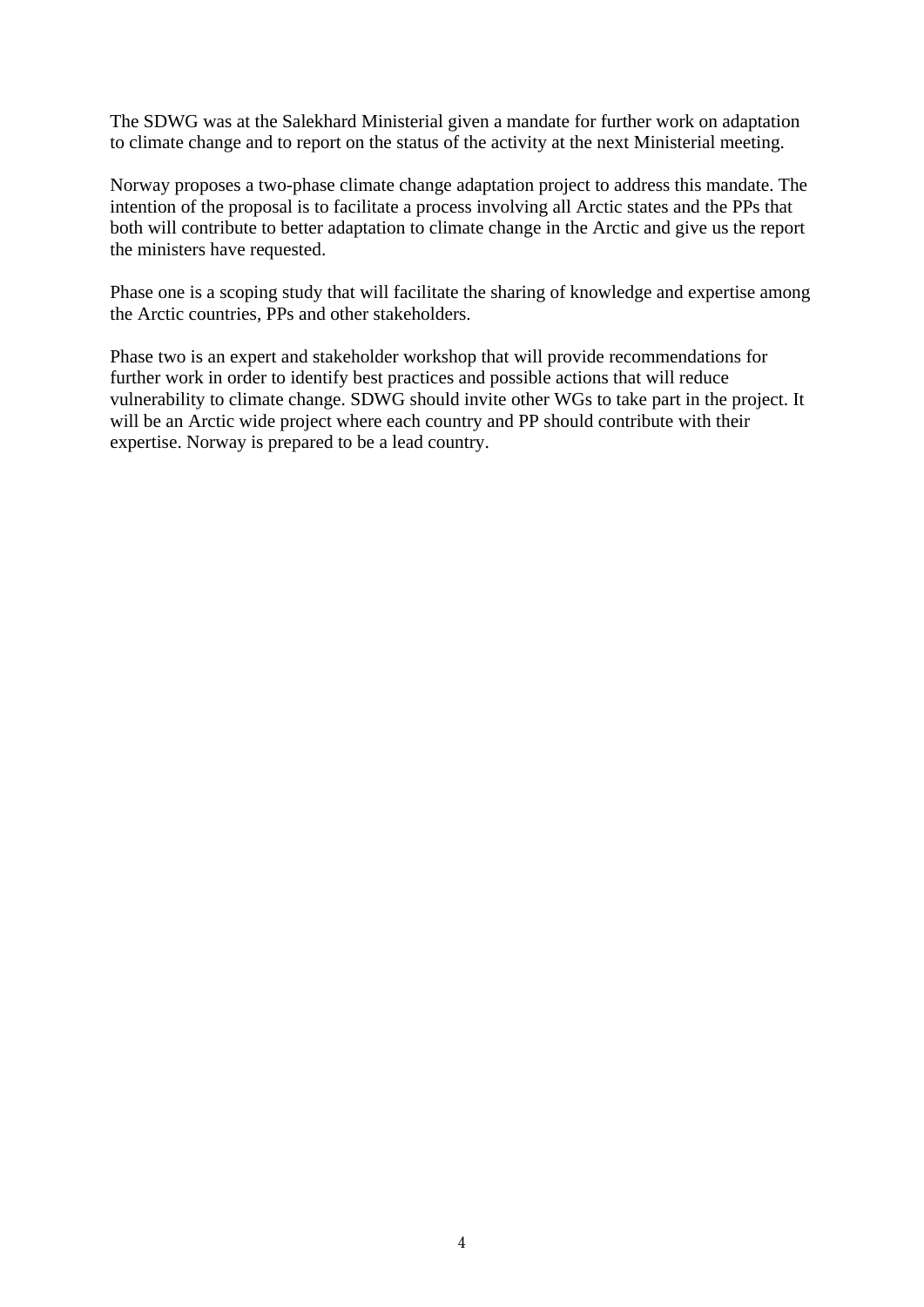The SDWG was at the Salekhard Ministerial given a mandate for further work on adaptation to climate change and to report on the status of the activity at the next Ministerial meeting.

Norway proposes a two-phase climate change adaptation project to address this mandate. The intention of the proposal is to facilitate a process involving all Arctic states and the PPs that both will contribute to better adaptation to climate change in the Arctic and give us the report the ministers have requested.

Phase one is a scoping study that will facilitate the sharing of knowledge and expertise among the Arctic countries, PPs and other stakeholders.

Phase two is an expert and stakeholder workshop that will provide recommendations for further work in order to identify best practices and possible actions that will reduce vulnerability to climate change. SDWG should invite other WGs to take part in the project. It will be an Arctic wide project where each country and PP should contribute with their expertise. Norway is prepared to be a lead country.